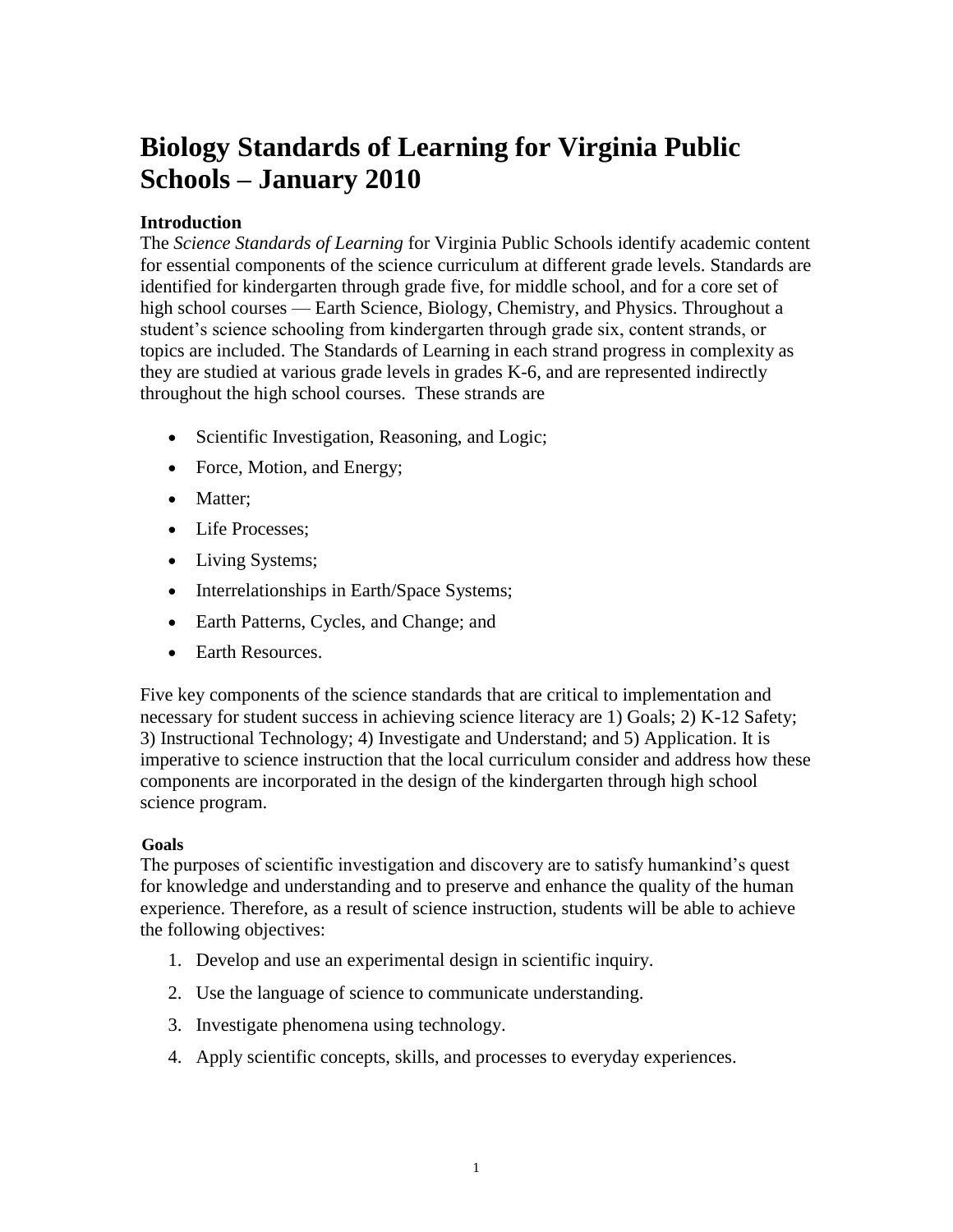# Biology Standards of Learning for Virginia Public Schools – January 2010

### Introduction

The *Science Standards of Learning* for Virginia Public Schools identify academic content for essential components of the science curriculum at different grade levels. Standards are identified for kindergarten through grade five, for middle school, and for a core set of high school courses — Earth Science, Biology, Chemistry, and Physics. Throughout a student's science schooling from kindergarten through grade six, content strands, or topics are included. The Standards of Learning in each strand progress in complexity as they are studied at various grade levels in grades K-6, and are represented indirectly throughout the high school courses. These strands are

- Scientific Investigation, Reasoning, and Logic;
- Force, Motion, and Energy;
- Matter;
- Life Processes;
- Living Systems;
- Interrelationships in Earth/Space Systems;
- Earth Patterns, Cycles, and Change; and
- Earth Resources.

Five key components of the science standards that are critical to implementation and necessary for student success in achieving science literacy are 1) Goals; 2) K-12 Safety; 3) Instructional Technology; 4) Investigate and Understand; and 5) Application. It is imperative to science instruction that the local curriculum consider and address how these components are incorporated in the design of the kindergarten through high school science program.

#### Goals

The purposes of scientific investigation and discovery are to satisfy humankind's quest for knowledge and understanding and to preserve and enhance the quality of the human experience. Therefore, as a result of science instruction, students will be able to achieve the following objectives:

1. Develop and use an experimental design in scientific inquiry.
2. Use the language of science to communicate understanding.
3. Investigate phenomena using technology.
4. Apply scientific concepts, skills, and processes to everyday experiences.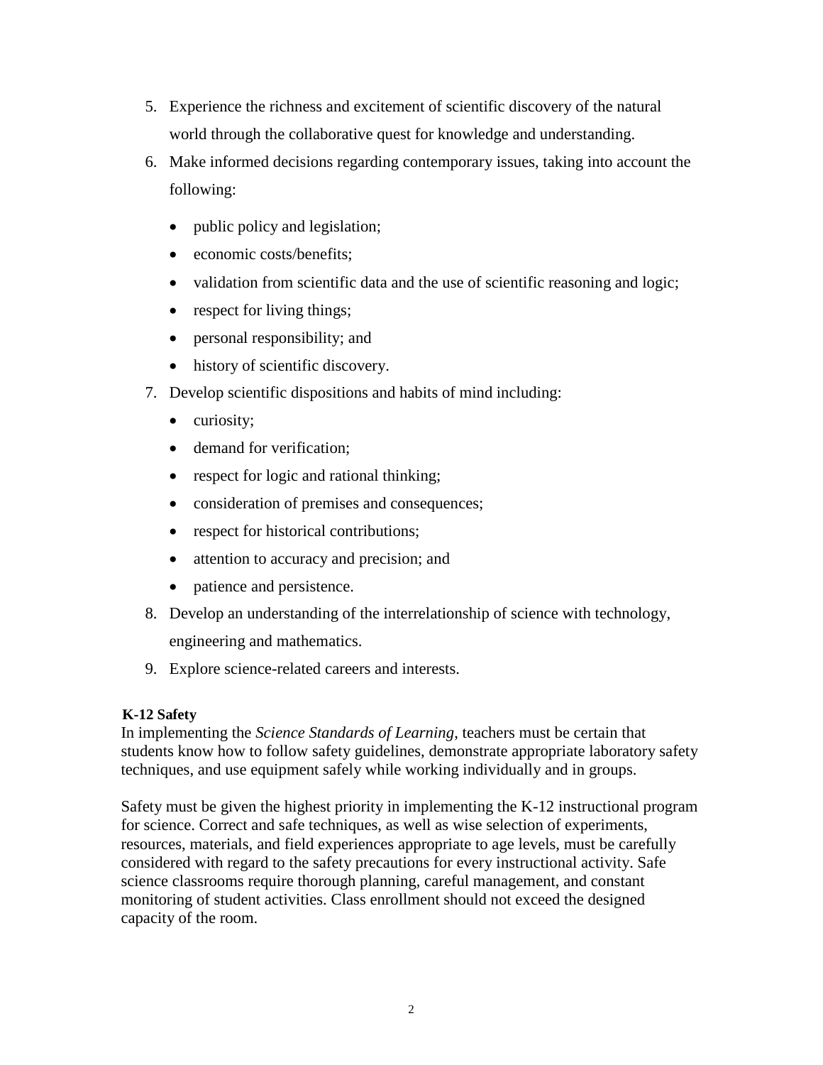5. Experience the richness and excitement of scientific discovery of the natural world through the collaborative quest for knowledge and understanding.
6. Make informed decisions regarding contemporary issues, taking into account the following:
   - public policy and legislation;
   - economic costs/benefits;
   - validation from scientific data and the use of scientific reasoning and logic;
   - respect for living things;
   - personal responsibility; and
   - history of scientific discovery.
7. Develop scientific dispositions and habits of mind including:
   - curiosity;
   - demand for verification;
   - respect for logic and rational thinking;
   - consideration of premises and consequences;
   - respect for historical contributions;
   - attention to accuracy and precision; and
   - patience and persistence.
8. Develop an understanding of the interrelationship of science with technology, engineering and mathematics.
9. Explore science-related careers and interests.

**K-12 Safety**

In implementing the *Science Standards of Learning*, teachers must be certain that students know how to follow safety guidelines, demonstrate appropriate laboratory safety techniques, and use equipment safely while working individually and in groups.

Safety must be given the highest priority in implementing the K-12 instructional program for science. Correct and safe techniques, as well as wise selection of experiments, resources, materials, and field experiences appropriate to age levels, must be carefully considered with regard to the safety precautions for every instructional activity. Safe science classrooms require thorough planning, careful management, and constant monitoring of student activities. Class enrollment should not exceed the designed capacity of the room.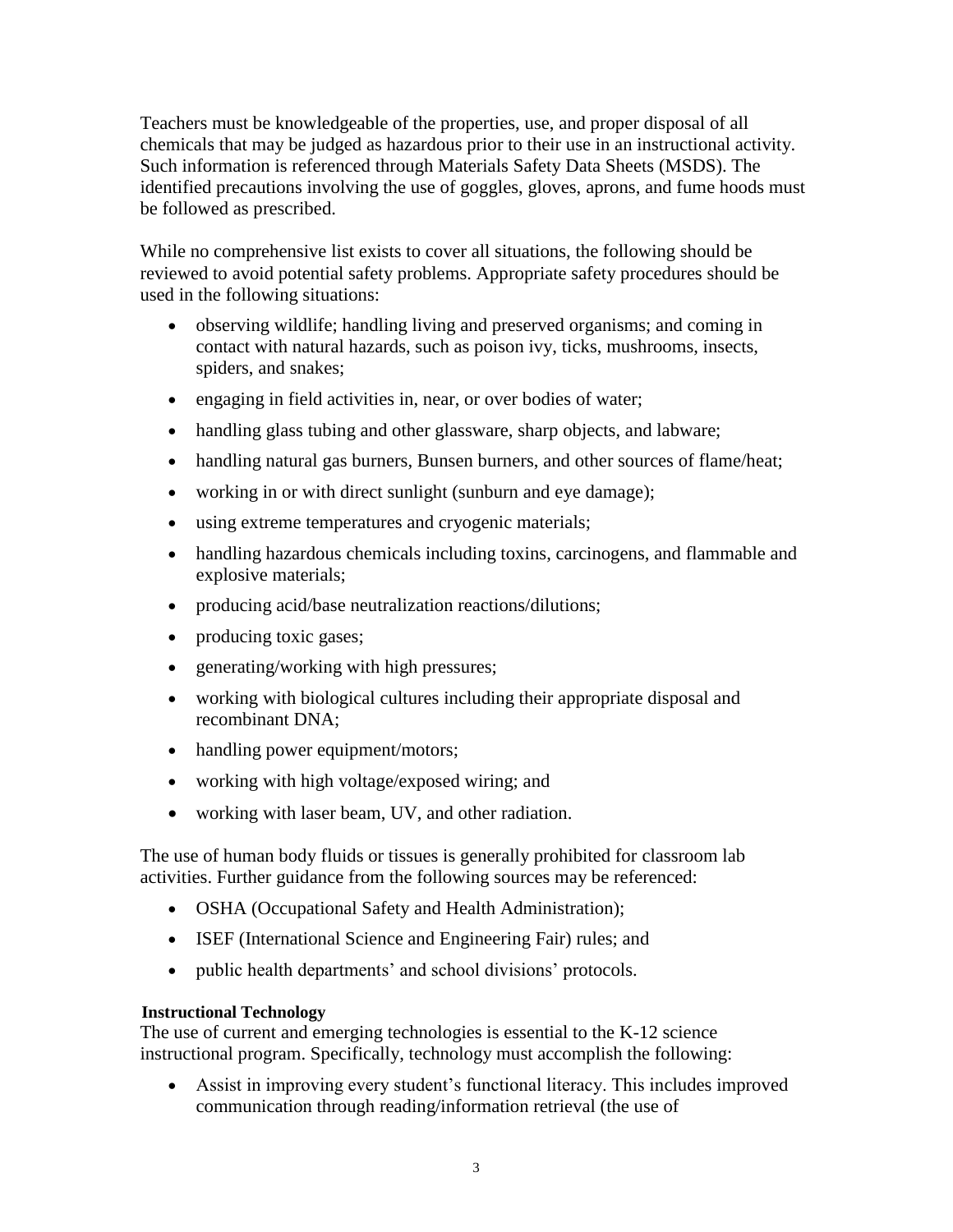Teachers must be knowledgeable of the properties, use, and proper disposal of all chemicals that may be judged as hazardous prior to their use in an instructional activity. Such information is referenced through Materials Safety Data Sheets (MSDS). The identified precautions involving the use of goggles, gloves, aprons, and fume hoods must be followed as prescribed.

While no comprehensive list exists to cover all situations, the following should be reviewed to avoid potential safety problems. Appropriate safety procedures should be used in the following situations:

- observing wildlife; handling living and preserved organisms; and coming in contact with natural hazards, such as poison ivy, ticks, mushrooms, insects, spiders, and snakes;
- engaging in field activities in, near, or over bodies of water;
- handling glass tubing and other glassware, sharp objects, and labware;
- handling natural gas burners, Bunsen burners, and other sources of flame/heat;
- working in or with direct sunlight (sunburn and eye damage);
- using extreme temperatures and cryogenic materials;
- handling hazardous chemicals including toxins, carcinogens, and flammable and explosive materials;
- producing acid/base neutralization reactions/dilutions;
- producing toxic gases;
- generating/working with high pressures;
- working with biological cultures including their appropriate disposal and recombinant DNA;
- handling power equipment/motors;
- working with high voltage/exposed wiring; and
- working with laser beam, UV, and other radiation.

The use of human body fluids or tissues is generally prohibited for classroom lab activities. Further guidance from the following sources may be referenced:

- OSHA (Occupational Safety and Health Administration);
- ISEF (International Science and Engineering Fair) rules; and
- public health departments' and school divisions' protocols.

**Instructional Technology**

The use of current and emerging technologies is essential to the K-12 science instructional program. Specifically, technology must accomplish the following:

- Assist in improving every student's functional literacy. This includes improved communication through reading/information retrieval (the use of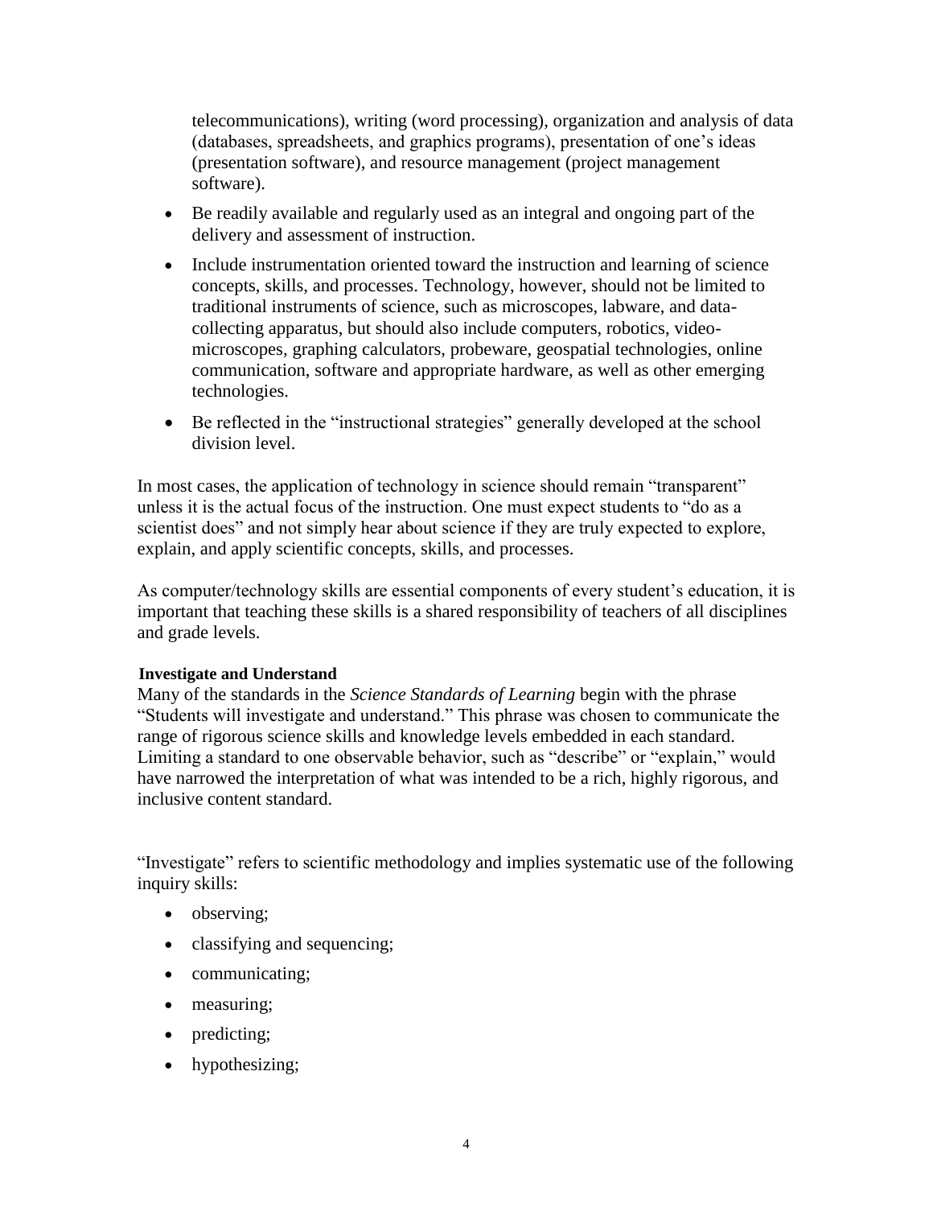telecommunications), writing (word processing), organization and analysis of data (databases, spreadsheets, and graphics programs), presentation of one's ideas (presentation software), and resource management (project management software).

- Be readily available and regularly used as an integral and ongoing part of the delivery and assessment of instruction.
- Include instrumentation oriented toward the instruction and learning of science concepts, skills, and processes. Technology, however, should not be limited to traditional instruments of science, such as microscopes, labware, and data-collecting apparatus, but should also include computers, robotics, video-microscopes, graphing calculators, probeware, geospatial technologies, online communication, software and appropriate hardware, as well as other emerging technologies.
- Be reflected in the "instructional strategies" generally developed at the school division level.

In most cases, the application of technology in science should remain "transparent" unless it is the actual focus of the instruction. One must expect students to "do as a scientist does" and not simply hear about science if they are truly expected to explore, explain, and apply scientific concepts, skills, and processes.

As computer/technology skills are essential components of every student's education, it is important that teaching these skills is a shared responsibility of teachers of all disciplines and grade levels.

**Investigate and Understand**

Many of the standards in the *Science Standards of Learning* begin with the phrase "Students will investigate and understand." This phrase was chosen to communicate the range of rigorous science skills and knowledge levels embedded in each standard. Limiting a standard to one observable behavior, such as "describe" or "explain," would have narrowed the interpretation of what was intended to be a rich, highly rigorous, and inclusive content standard.

"Investigate" refers to scientific methodology and implies systematic use of the following inquiry skills:

- observing;
- classifying and sequencing;
- communicating;
- measuring;
- predicting;
- hypothesizing;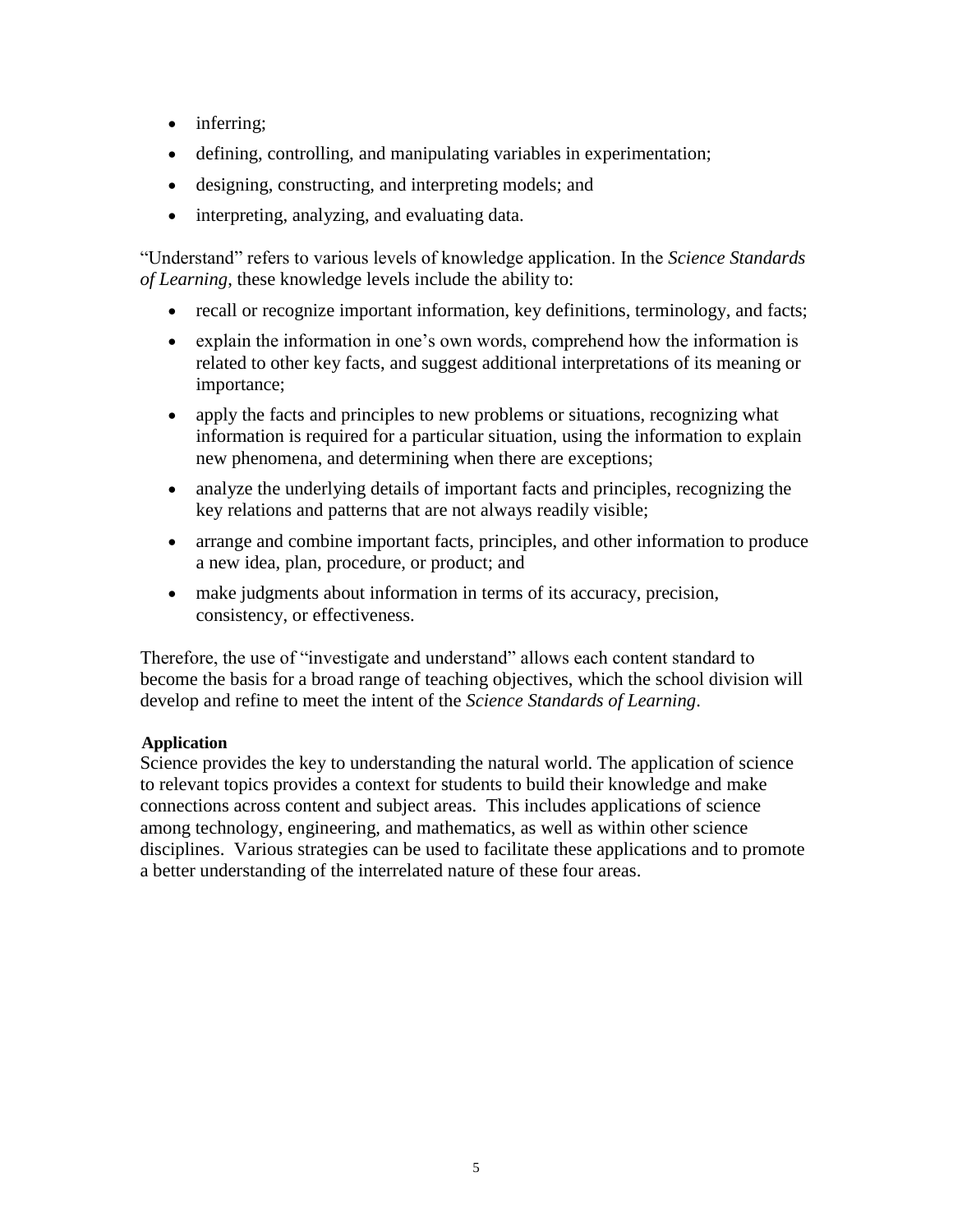- inferring;
- defining, controlling, and manipulating variables in experimentation;
- designing, constructing, and interpreting models; and
- interpreting, analyzing, and evaluating data.

"Understand" refers to various levels of knowledge application. In the *Science Standards of Learning*, these knowledge levels include the ability to:

- recall or recognize important information, key definitions, terminology, and facts;
- explain the information in one's own words, comprehend how the information is related to other key facts, and suggest additional interpretations of its meaning or importance;
- apply the facts and principles to new problems or situations, recognizing what information is required for a particular situation, using the information to explain new phenomena, and determining when there are exceptions;
- analyze the underlying details of important facts and principles, recognizing the key relations and patterns that are not always readily visible;
- arrange and combine important facts, principles, and other information to produce a new idea, plan, procedure, or product; and
- make judgments about information in terms of its accuracy, precision, consistency, or effectiveness.

Therefore, the use of "investigate and understand" allows each content standard to become the basis for a broad range of teaching objectives, which the school division will develop and refine to meet the intent of the *Science Standards of Learning*.

**Application**

Science provides the key to understanding the natural world. The application of science to relevant topics provides a context for students to build their knowledge and make connections across content and subject areas. This includes applications of science among technology, engineering, and mathematics, as well as within other science disciplines. Various strategies can be used to facilitate these applications and to promote a better understanding of the interrelated nature of these four areas.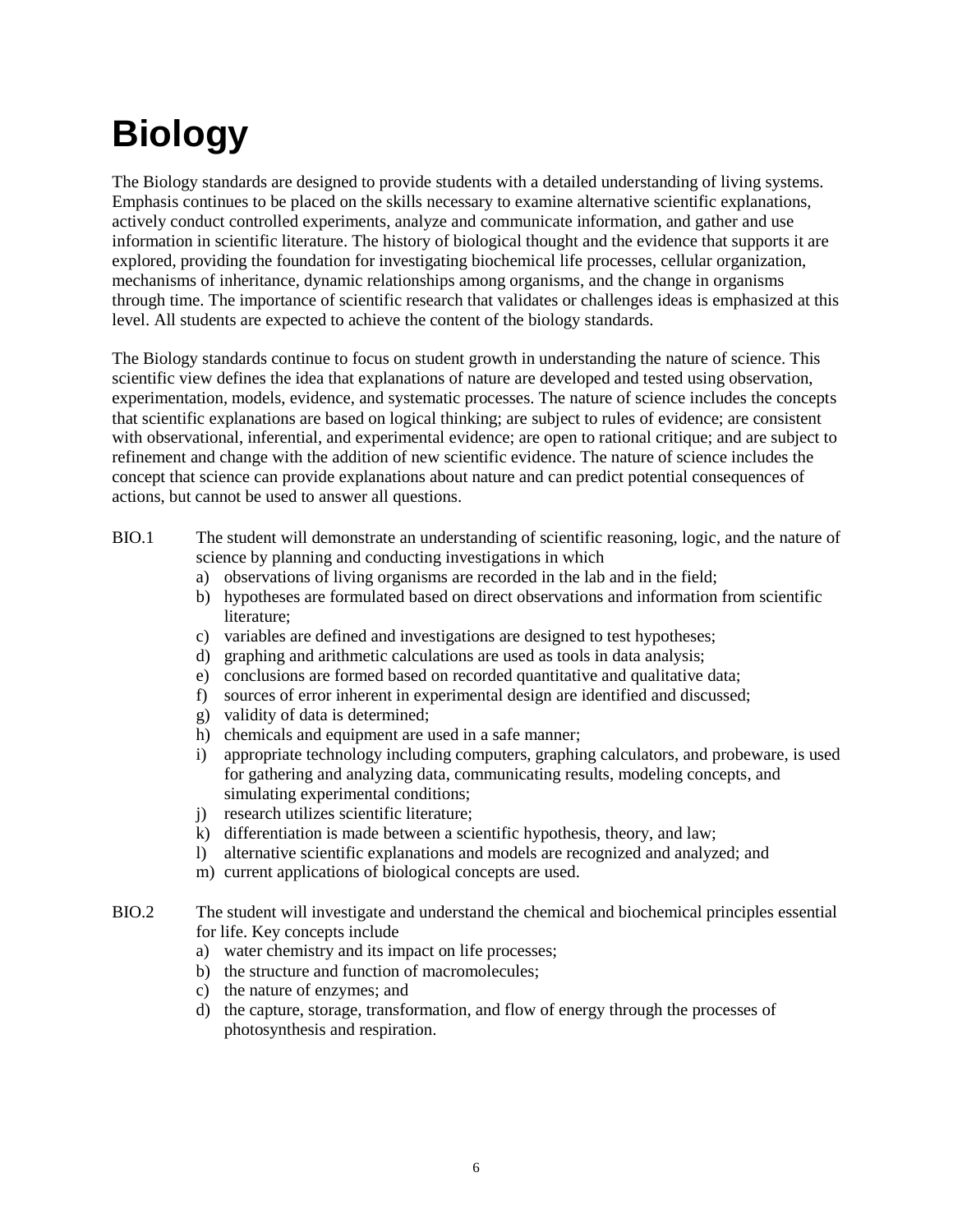# Biology

The Biology standards are designed to provide students with a detailed understanding of living systems. Emphasis continues to be placed on the skills necessary to examine alternative scientific explanations, actively conduct controlled experiments, analyze and communicate information, and gather and use information in scientific literature. The history of biological thought and the evidence that supports it are explored, providing the foundation for investigating biochemical life processes, cellular organization, mechanisms of inheritance, dynamic relationships among organisms, and the change in organisms through time. The importance of scientific research that validates or challenges ideas is emphasized at this level. All students are expected to achieve the content of the biology standards.

The Biology standards continue to focus on student growth in understanding the nature of science. This scientific view defines the idea that explanations of nature are developed and tested using observation, experimentation, models, evidence, and systematic processes. The nature of science includes the concepts that scientific explanations are based on logical thinking; are subject to rules of evidence; are consistent with observational, inferential, and experimental evidence; are open to rational critique; and are subject to refinement and change with the addition of new scientific evidence. The nature of science includes the concept that science can provide explanations about nature and can predict potential consequences of actions, but cannot be used to answer all questions.

BIO.1 The student will demonstrate an understanding of scientific reasoning, logic, and the nature of science by planning and conducting investigations in which

a) observations of living organisms are recorded in the lab and in the field;
b) hypotheses are formulated based on direct observations and information from scientific literature;
c) variables are defined and investigations are designed to test hypotheses;
d) graphing and arithmetic calculations are used as tools in data analysis;
e) conclusions are formed based on recorded quantitative and qualitative data;
f) sources of error inherent in experimental design are identified and discussed;
g) validity of data is determined;
h) chemicals and equipment are used in a safe manner;
i) appropriate technology including computers, graphing calculators, and probeware, is used for gathering and analyzing data, communicating results, modeling concepts, and simulating experimental conditions;
j) research utilizes scientific literature;
k) differentiation is made between a scientific hypothesis, theory, and law;
l) alternative scientific explanations and models are recognized and analyzed; and
m) current applications of biological concepts are used.

BIO.2 The student will investigate and understand the chemical and biochemical principles essential for life. Key concepts include

a) water chemistry and its impact on life processes;
b) the structure and function of macromolecules;
c) the nature of enzymes; and
d) the capture, storage, transformation, and flow of energy through the processes of photosynthesis and respiration.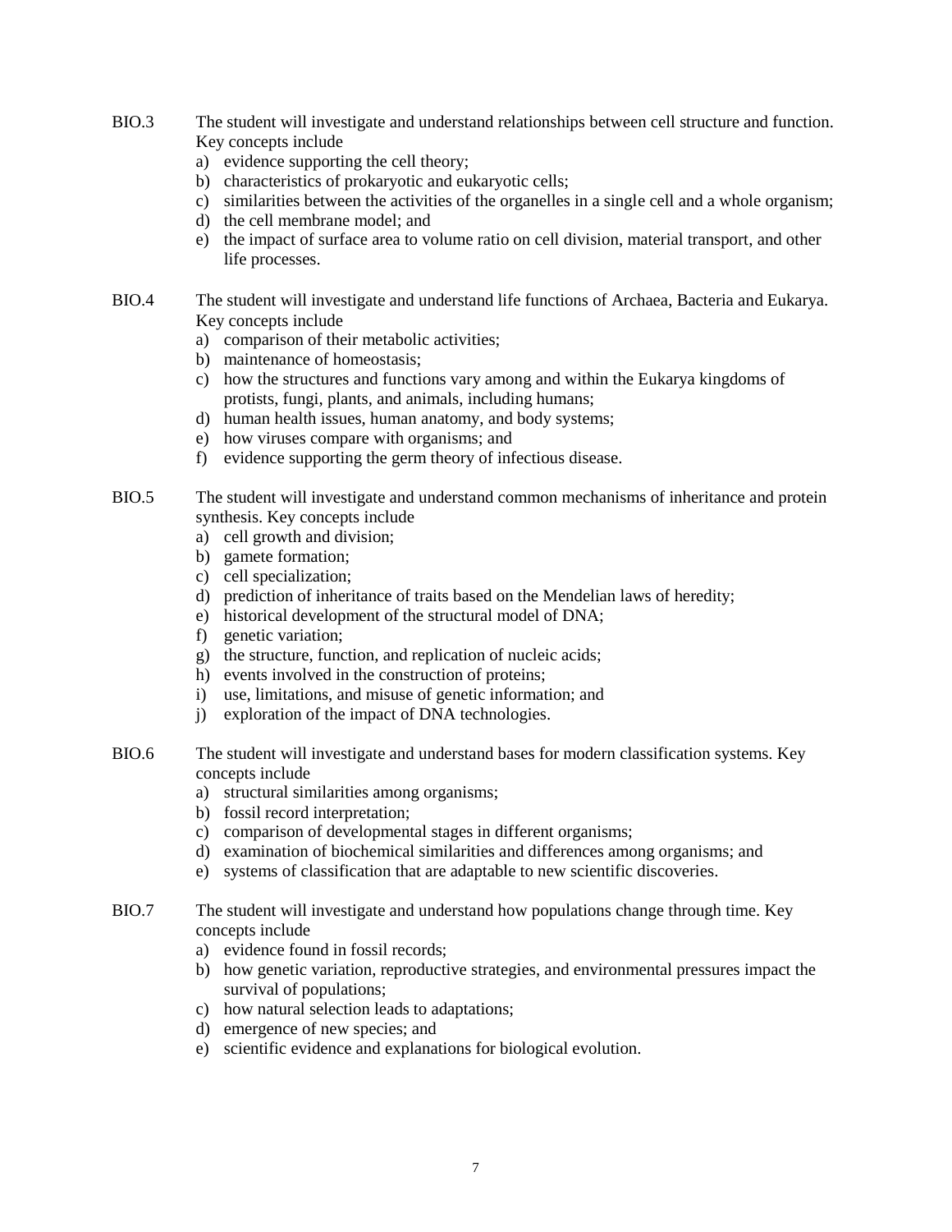BIO.3 The student will investigate and understand relationships between cell structure and function. Key concepts include

a) evidence supporting the cell theory;
b) characteristics of prokaryotic and eukaryotic cells;
c) similarities between the activities of the organelles in a single cell and a whole organism;
d) the cell membrane model; and
e) the impact of surface area to volume ratio on cell division, material transport, and other life processes.

BIO.4 The student will investigate and understand life functions of Archaea, Bacteria and Eukarya. Key concepts include

a) comparison of their metabolic activities;
b) maintenance of homeostasis;
c) how the structures and functions vary among and within the Eukarya kingdoms of protists, fungi, plants, and animals, including humans;
d) human health issues, human anatomy, and body systems;
e) how viruses compare with organisms; and
f) evidence supporting the germ theory of infectious disease.

BIO.5 The student will investigate and understand common mechanisms of inheritance and protein synthesis. Key concepts include

a) cell growth and division;
b) gamete formation;
c) cell specialization;
d) prediction of inheritance of traits based on the Mendelian laws of heredity;
e) historical development of the structural model of DNA;
f) genetic variation;
g) the structure, function, and replication of nucleic acids;
h) events involved in the construction of proteins;
i) use, limitations, and misuse of genetic information; and
j) exploration of the impact of DNA technologies.

BIO.6 The student will investigate and understand bases for modern classification systems. Key concepts include

a) structural similarities among organisms;
b) fossil record interpretation;
c) comparison of developmental stages in different organisms;
d) examination of biochemical similarities and differences among organisms; and
e) systems of classification that are adaptable to new scientific discoveries.

BIO.7 The student will investigate and understand how populations change through time. Key concepts include

a) evidence found in fossil records;
b) how genetic variation, reproductive strategies, and environmental pressures impact the survival of populations;
c) how natural selection leads to adaptations;
d) emergence of new species; and
e) scientific evidence and explanations for biological evolution.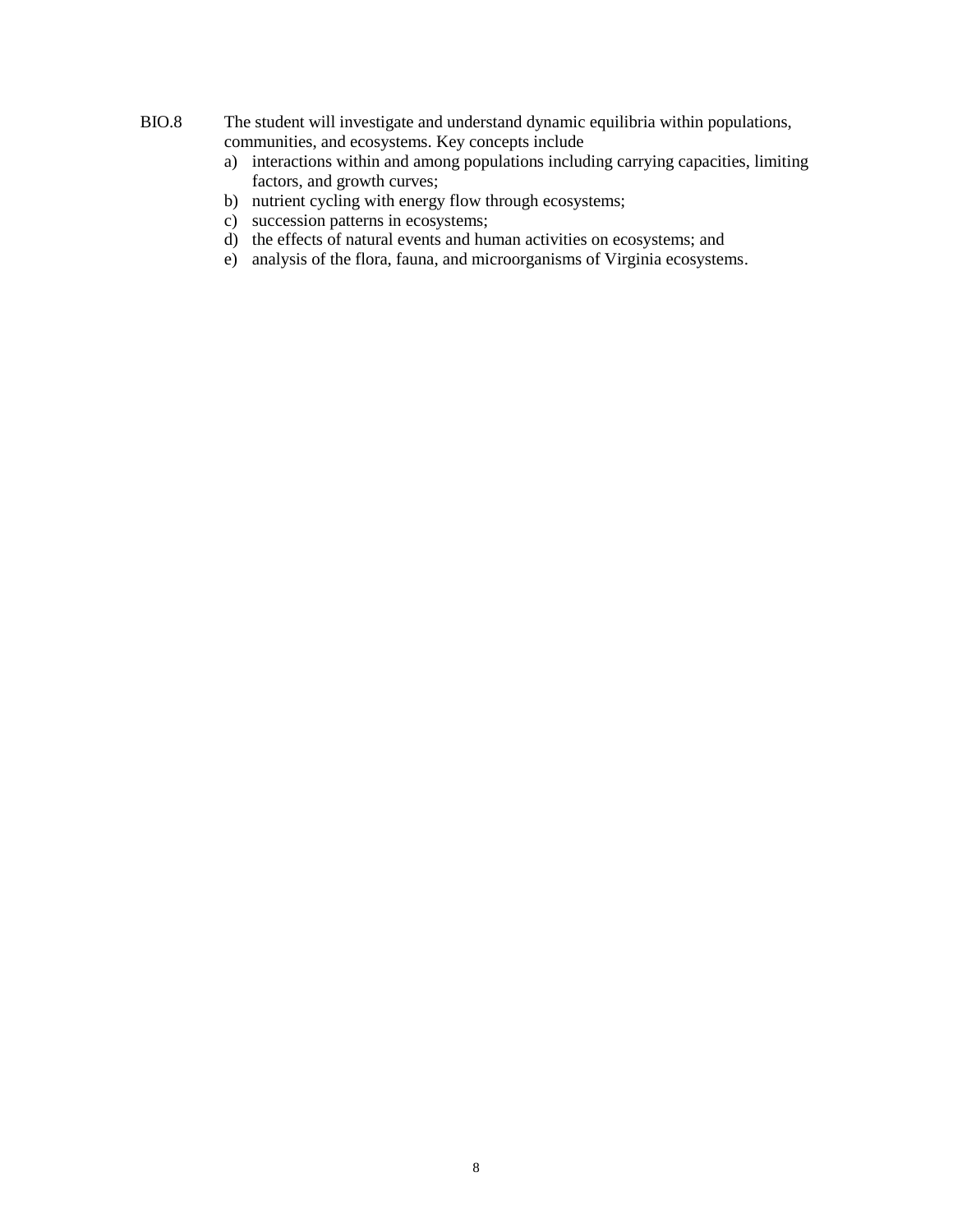BIO.8 The student will investigate and understand dynamic equilibria within populations, communities, and ecosystems. Key concepts include

a) interactions within and among populations including carrying capacities, limiting factors, and growth curves;
b) nutrient cycling with energy flow through ecosystems;
c) succession patterns in ecosystems;
d) the effects of natural events and human activities on ecosystems; and
e) analysis of the flora, fauna, and microorganisms of Virginia ecosystems.